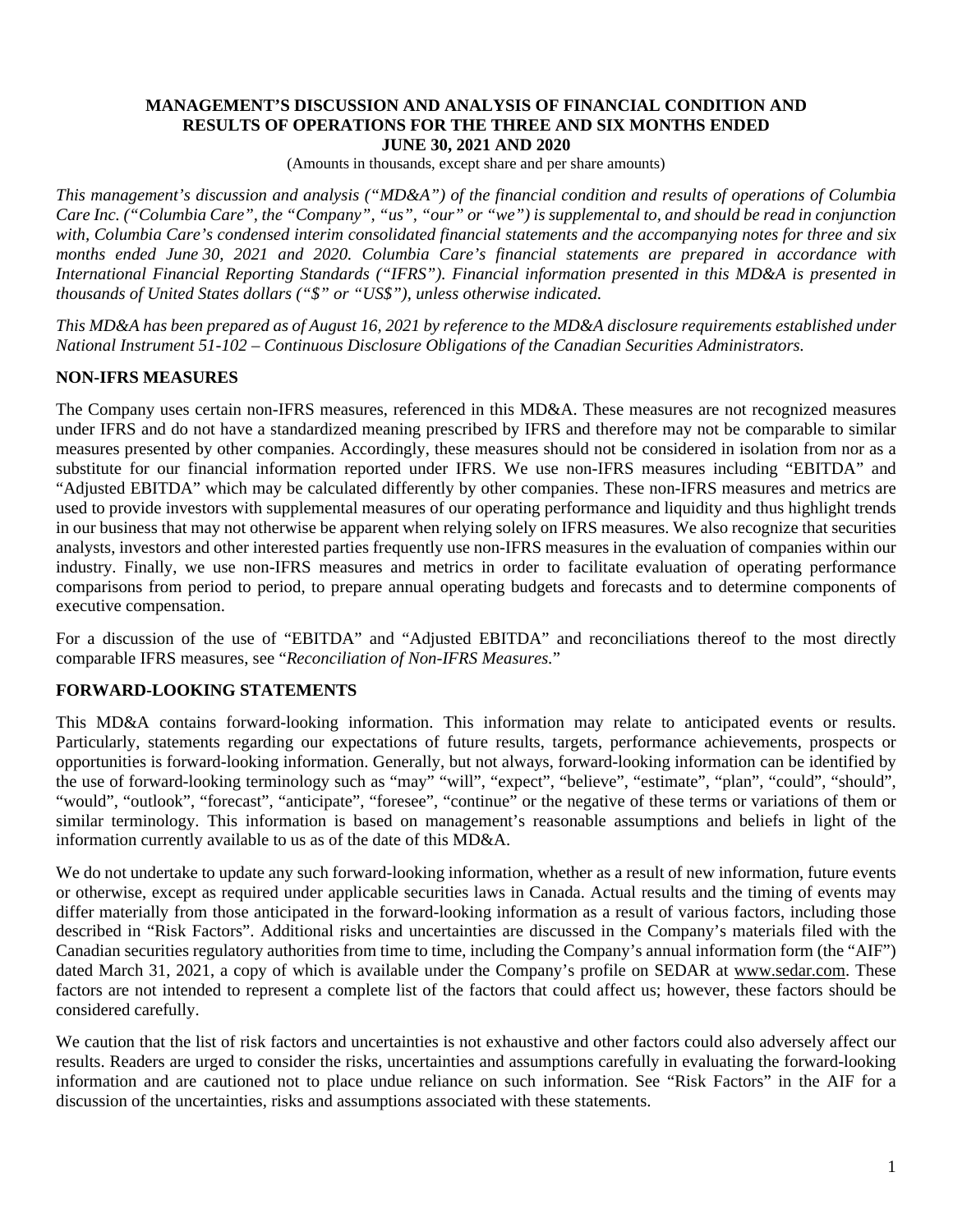# MANAGEMENT'S DISCUSSION AND ANALYSIS OF FINANCIAL CONDITION AND RESULTS OF OPERATIONS FOR THE THREE AND SIX MONTHS ENDED JUNE 30, 2021 AND 2020

(Amounts in thousands, except share and per share amounts)

*This management's discussion and analysis ("MD&A") of the financial condition and results of operations of Columbia Care Inc. ("Columbia Care", the "Company", "us", "our" or "we") is supplemental to, and should be read in conjunction with, Columbia Care's condensed interim consolidated financial statements and the accompanying notes for three and six months ended June 30, 2021 and 2020. Columbia Care's financial statements are prepared in accordance with International Financial Reporting Standards ("IFRS"). Financial information presented in this MD&A is presented in thousands of United States dollars ("$" or "US$"), unless otherwise indicated.*

*This MD&A has been prepared as of August 16, 2021 by reference to the MD&A disclosure requirements established under National Instrument 51-102 – Continuous Disclosure Obligations of the Canadian Securities Administrators.*

## NON-IFRS MEASURES

The Company uses certain non-IFRS measures, referenced in this MD&A. These measures are not recognized measures under IFRS and do not have a standardized meaning prescribed by IFRS and therefore may not be comparable to similar measures presented by other companies. Accordingly, these measures should not be considered in isolation from nor as a substitute for our financial information reported under IFRS. We use non-IFRS measures including "EBITDA" and "Adjusted EBITDA" which may be calculated differently by other companies. These non-IFRS measures and metrics are used to provide investors with supplemental measures of our operating performance and liquidity and thus highlight trends in our business that may not otherwise be apparent when relying solely on IFRS measures. We also recognize that securities analysts, investors and other interested parties frequently use non-IFRS measures in the evaluation of companies within our industry. Finally, we use non-IFRS measures and metrics in order to facilitate evaluation of operating performance comparisons from period to period, to prepare annual operating budgets and forecasts and to determine components of executive compensation.

For a discussion of the use of "EBITDA" and "Adjusted EBITDA" and reconciliations thereof to the most directly comparable IFRS measures, see "*Reconciliation of Non-IFRS Measures.*"

## FORWARD-LOOKING STATEMENTS

This MD&A contains forward-looking information. This information may relate to anticipated events or results. Particularly, statements regarding our expectations of future results, targets, performance achievements, prospects or opportunities is forward-looking information. Generally, but not always, forward-looking information can be identified by the use of forward-looking terminology such as "may" "will", "expect", "believe", "estimate", "plan", "could", "should", "would", "outlook", "forecast", "anticipate", "foresee", "continue" or the negative of these terms or variations of them or similar terminology. This information is based on management's reasonable assumptions and beliefs in light of the information currently available to us as of the date of this MD&A.

We do not undertake to update any such forward-looking information, whether as a result of new information, future events or otherwise, except as required under applicable securities laws in Canada. Actual results and the timing of events may differ materially from those anticipated in the forward-looking information as a result of various factors, including those described in "Risk Factors". Additional risks and uncertainties are discussed in the Company's materials filed with the Canadian securities regulatory authorities from time to time, including the Company's annual information form (the "AIF") dated March 31, 2021, a copy of which is available under the Company's profile on SEDAR at www.sedar.com. These factors are not intended to represent a complete list of the factors that could affect us; however, these factors should be considered carefully.

We caution that the list of risk factors and uncertainties is not exhaustive and other factors could also adversely affect our results. Readers are urged to consider the risks, uncertainties and assumptions carefully in evaluating the forward-looking information and are cautioned not to place undue reliance on such information. See "Risk Factors" in the AIF for a discussion of the uncertainties, risks and assumptions associated with these statements.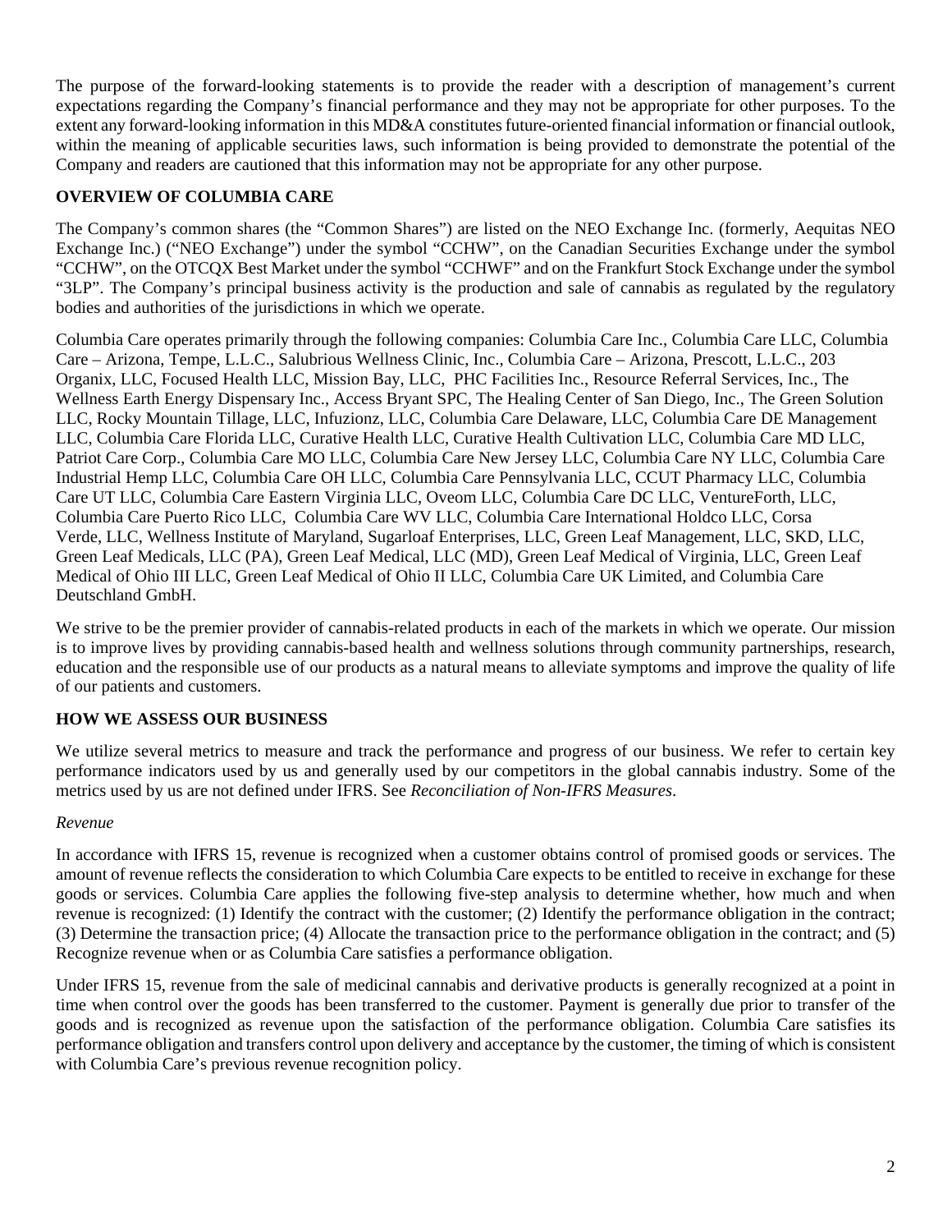The purpose of the forward-looking statements is to provide the reader with a description of management's current expectations regarding the Company's financial performance and they may not be appropriate for other purposes. To the extent any forward-looking information in this MD&A constitutes future-oriented financial information or financial outlook, within the meaning of applicable securities laws, such information is being provided to demonstrate the potential of the Company and readers are cautioned that this information may not be appropriate for any other purpose.

## OVERVIEW OF COLUMBIA CARE

The Company's common shares (the "Common Shares") are listed on the NEO Exchange Inc. (formerly, Aequitas NEO Exchange Inc.) ("NEO Exchange") under the symbol "CCHW", on the Canadian Securities Exchange under the symbol "CCHW", on the OTCQX Best Market under the symbol "CCHWF" and on the Frankfurt Stock Exchange under the symbol "3LP". The Company's principal business activity is the production and sale of cannabis as regulated by the regulatory bodies and authorities of the jurisdictions in which we operate.

Columbia Care operates primarily through the following companies: Columbia Care Inc., Columbia Care LLC, Columbia Care – Arizona, Tempe, L.L.C., Salubrious Wellness Clinic, Inc., Columbia Care – Arizona, Prescott, L.L.C., 203 Organix, LLC, Focused Health LLC, Mission Bay, LLC, PHC Facilities Inc., Resource Referral Services, Inc., The Wellness Earth Energy Dispensary Inc., Access Bryant SPC, The Healing Center of San Diego, Inc., The Green Solution LLC, Rocky Mountain Tillage, LLC, Infuzionz, LLC, Columbia Care Delaware, LLC, Columbia Care DE Management LLC, Columbia Care Florida LLC, Curative Health LLC, Curative Health Cultivation LLC, Columbia Care MD LLC, Patriot Care Corp., Columbia Care MO LLC, Columbia Care New Jersey LLC, Columbia Care NY LLC, Columbia Care Industrial Hemp LLC, Columbia Care OH LLC, Columbia Care Pennsylvania LLC, CCUT Pharmacy LLC, Columbia Care UT LLC, Columbia Care Eastern Virginia LLC, Oveom LLC, Columbia Care DC LLC, VentureForth, LLC, Columbia Care Puerto Rico LLC, Columbia Care WV LLC, Columbia Care International Holdco LLC, Corsa Verde, LLC, Wellness Institute of Maryland, Sugarloaf Enterprises, LLC, Green Leaf Management, LLC, SKD, LLC, Green Leaf Medicals, LLC (PA), Green Leaf Medical, LLC (MD), Green Leaf Medical of Virginia, LLC, Green Leaf Medical of Ohio III LLC, Green Leaf Medical of Ohio II LLC, Columbia Care UK Limited, and Columbia Care Deutschland GmbH.

We strive to be the premier provider of cannabis-related products in each of the markets in which we operate. Our mission is to improve lives by providing cannabis-based health and wellness solutions through community partnerships, research, education and the responsible use of our products as a natural means to alleviate symptoms and improve the quality of life of our patients and customers.

## HOW WE ASSESS OUR BUSINESS

We utilize several metrics to measure and track the performance and progress of our business. We refer to certain key performance indicators used by us and generally used by our competitors in the global cannabis industry. Some of the metrics used by us are not defined under IFRS. See *Reconciliation of Non-IFRS Measures*.

*Revenue*

In accordance with IFRS 15, revenue is recognized when a customer obtains control of promised goods or services. The amount of revenue reflects the consideration to which Columbia Care expects to be entitled to receive in exchange for these goods or services. Columbia Care applies the following five-step analysis to determine whether, how much and when revenue is recognized: (1) Identify the contract with the customer; (2) Identify the performance obligation in the contract; (3) Determine the transaction price; (4) Allocate the transaction price to the performance obligation in the contract; and (5) Recognize revenue when or as Columbia Care satisfies a performance obligation.

Under IFRS 15, revenue from the sale of medicinal cannabis and derivative products is generally recognized at a point in time when control over the goods has been transferred to the customer. Payment is generally due prior to transfer of the goods and is recognized as revenue upon the satisfaction of the performance obligation. Columbia Care satisfies its performance obligation and transfers control upon delivery and acceptance by the customer, the timing of which is consistent with Columbia Care's previous revenue recognition policy.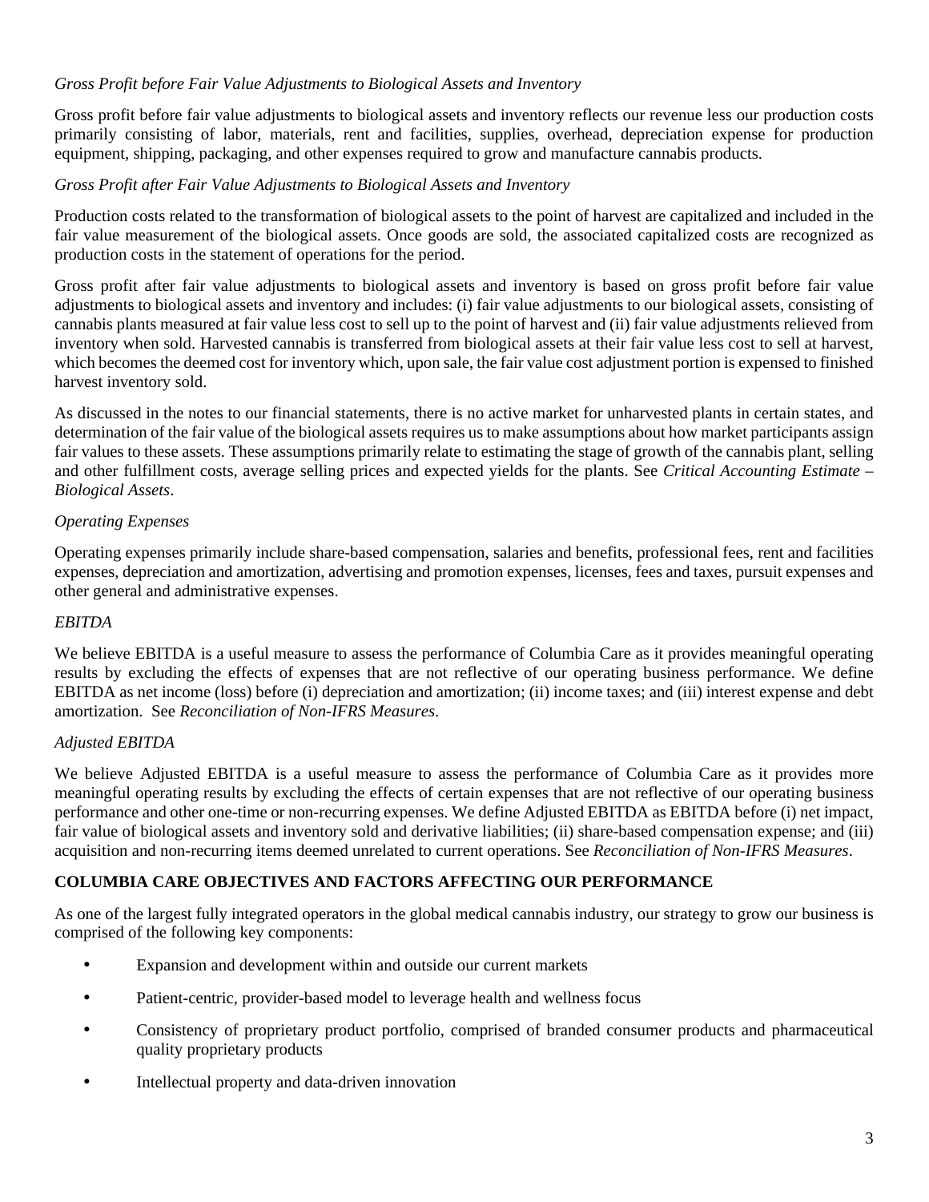*Gross Profit before Fair Value Adjustments to Biological Assets and Inventory*

Gross profit before fair value adjustments to biological assets and inventory reflects our revenue less our production costs primarily consisting of labor, materials, rent and facilities, supplies, overhead, depreciation expense for production equipment, shipping, packaging, and other expenses required to grow and manufacture cannabis products.

*Gross Profit after Fair Value Adjustments to Biological Assets and Inventory*

Production costs related to the transformation of biological assets to the point of harvest are capitalized and included in the fair value measurement of the biological assets. Once goods are sold, the associated capitalized costs are recognized as production costs in the statement of operations for the period.

Gross profit after fair value adjustments to biological assets and inventory is based on gross profit before fair value adjustments to biological assets and inventory and includes: (i) fair value adjustments to our biological assets, consisting of cannabis plants measured at fair value less cost to sell up to the point of harvest and (ii) fair value adjustments relieved from inventory when sold. Harvested cannabis is transferred from biological assets at their fair value less cost to sell at harvest, which becomes the deemed cost for inventory which, upon sale, the fair value cost adjustment portion is expensed to finished harvest inventory sold.

As discussed in the notes to our financial statements, there is no active market for unharvested plants in certain states, and determination of the fair value of the biological assets requires us to make assumptions about how market participants assign fair values to these assets. These assumptions primarily relate to estimating the stage of growth of the cannabis plant, selling and other fulfillment costs, average selling prices and expected yields for the plants. See *Critical Accounting Estimate – Biological Assets*.

*Operating Expenses*

Operating expenses primarily include share-based compensation, salaries and benefits, professional fees, rent and facilities expenses, depreciation and amortization, advertising and promotion expenses, licenses, fees and taxes, pursuit expenses and other general and administrative expenses.

*EBITDA*

We believe EBITDA is a useful measure to assess the performance of Columbia Care as it provides meaningful operating results by excluding the effects of expenses that are not reflective of our operating business performance. We define EBITDA as net income (loss) before (i) depreciation and amortization; (ii) income taxes; and (iii) interest expense and debt amortization. See *Reconciliation of Non-IFRS Measures*.

*Adjusted EBITDA*

We believe Adjusted EBITDA is a useful measure to assess the performance of Columbia Care as it provides more meaningful operating results by excluding the effects of certain expenses that are not reflective of our operating business performance and other one-time or non-recurring expenses. We define Adjusted EBITDA as EBITDA before (i) net impact, fair value of biological assets and inventory sold and derivative liabilities; (ii) share-based compensation expense; and (iii) acquisition and non-recurring items deemed unrelated to current operations. See *Reconciliation of Non-IFRS Measures*.

## COLUMBIA CARE OBJECTIVES AND FACTORS AFFECTING OUR PERFORMANCE

As one of the largest fully integrated operators in the global medical cannabis industry, our strategy to grow our business is comprised of the following key components:

- Expansion and development within and outside our current markets
- Patient-centric, provider-based model to leverage health and wellness focus
- Consistency of proprietary product portfolio, comprised of branded consumer products and pharmaceutical quality proprietary products
- Intellectual property and data-driven innovation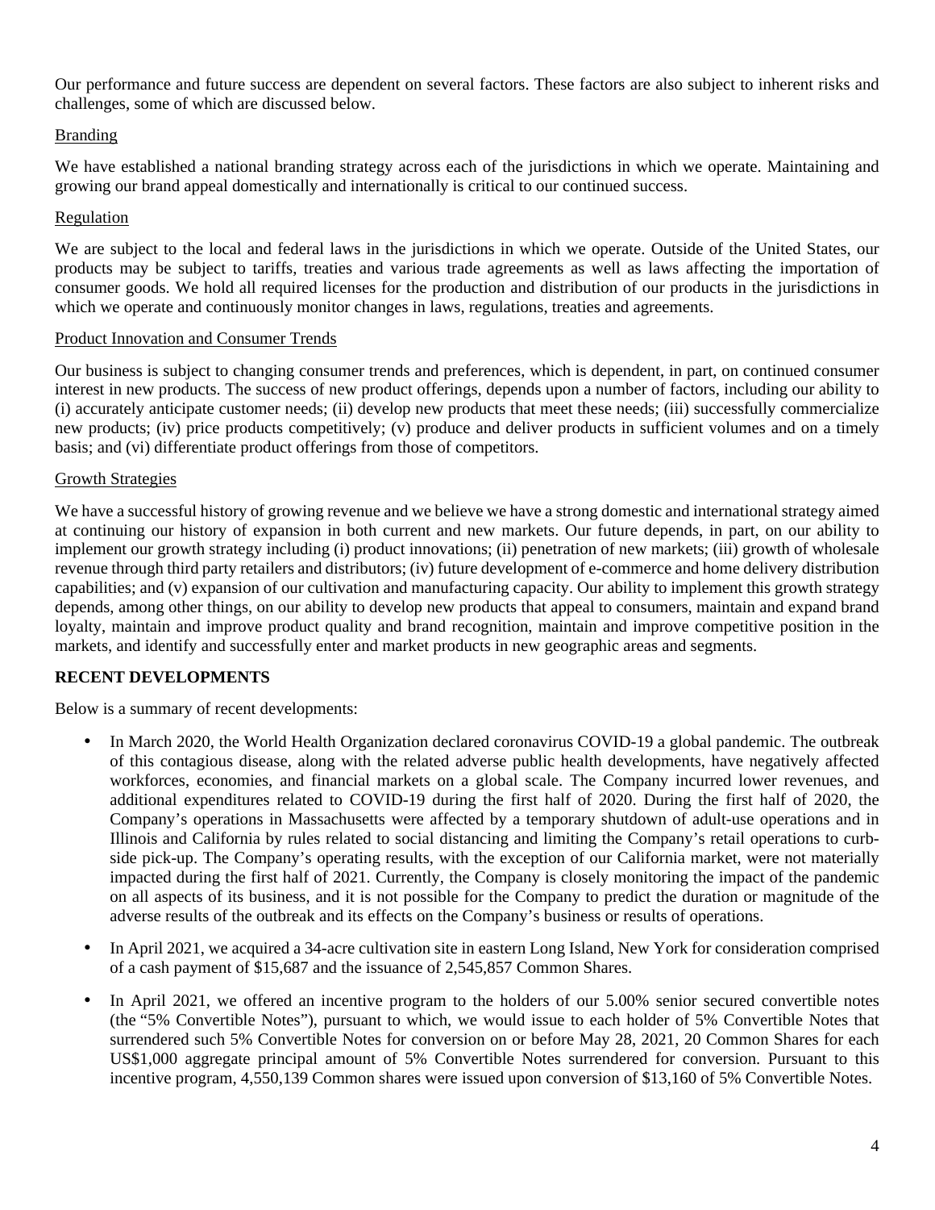Our performance and future success are dependent on several factors. These factors are also subject to inherent risks and challenges, some of which are discussed below.

Branding

We have established a national branding strategy across each of the jurisdictions in which we operate. Maintaining and growing our brand appeal domestically and internationally is critical to our continued success.

Regulation

We are subject to the local and federal laws in the jurisdictions in which we operate. Outside of the United States, our products may be subject to tariffs, treaties and various trade agreements as well as laws affecting the importation of consumer goods. We hold all required licenses for the production and distribution of our products in the jurisdictions in which we operate and continuously monitor changes in laws, regulations, treaties and agreements.

Product Innovation and Consumer Trends

Our business is subject to changing consumer trends and preferences, which is dependent, in part, on continued consumer interest in new products. The success of new product offerings, depends upon a number of factors, including our ability to (i) accurately anticipate customer needs; (ii) develop new products that meet these needs; (iii) successfully commercialize new products; (iv) price products competitively; (v) produce and deliver products in sufficient volumes and on a timely basis; and (vi) differentiate product offerings from those of competitors.

Growth Strategies

We have a successful history of growing revenue and we believe we have a strong domestic and international strategy aimed at continuing our history of expansion in both current and new markets. Our future depends, in part, on our ability to implement our growth strategy including (i) product innovations; (ii) penetration of new markets; (iii) growth of wholesale revenue through third party retailers and distributors; (iv) future development of e-commerce and home delivery distribution capabilities; and (v) expansion of our cultivation and manufacturing capacity. Our ability to implement this growth strategy depends, among other things, on our ability to develop new products that appeal to consumers, maintain and expand brand loyalty, maintain and improve product quality and brand recognition, maintain and improve competitive position in the markets, and identify and successfully enter and market products in new geographic areas and segments.

**RECENT DEVELOPMENTS**

Below is a summary of recent developments:

- In March 2020, the World Health Organization declared coronavirus COVID-19 a global pandemic. The outbreak of this contagious disease, along with the related adverse public health developments, have negatively affected workforces, economies, and financial markets on a global scale. The Company incurred lower revenues, and additional expenditures related to COVID-19 during the first half of 2020. During the first half of 2020, the Company's operations in Massachusetts were affected by a temporary shutdown of adult-use operations and in Illinois and California by rules related to social distancing and limiting the Company's retail operations to curb-side pick-up. The Company's operating results, with the exception of our California market, were not materially impacted during the first half of 2021. Currently, the Company is closely monitoring the impact of the pandemic on all aspects of its business, and it is not possible for the Company to predict the duration or magnitude of the adverse results of the outbreak and its effects on the Company's business or results of operations.
- In April 2021, we acquired a 34-acre cultivation site in eastern Long Island, New York for consideration comprised of a cash payment of $15,687 and the issuance of 2,545,857 Common Shares.
- In April 2021, we offered an incentive program to the holders of our 5.00% senior secured convertible notes (the "5% Convertible Notes"), pursuant to which, we would issue to each holder of 5% Convertible Notes that surrendered such 5% Convertible Notes for conversion on or before May 28, 2021, 20 Common Shares for each US$1,000 aggregate principal amount of 5% Convertible Notes surrendered for conversion. Pursuant to this incentive program, 4,550,139 Common shares were issued upon conversion of $13,160 of 5% Convertible Notes.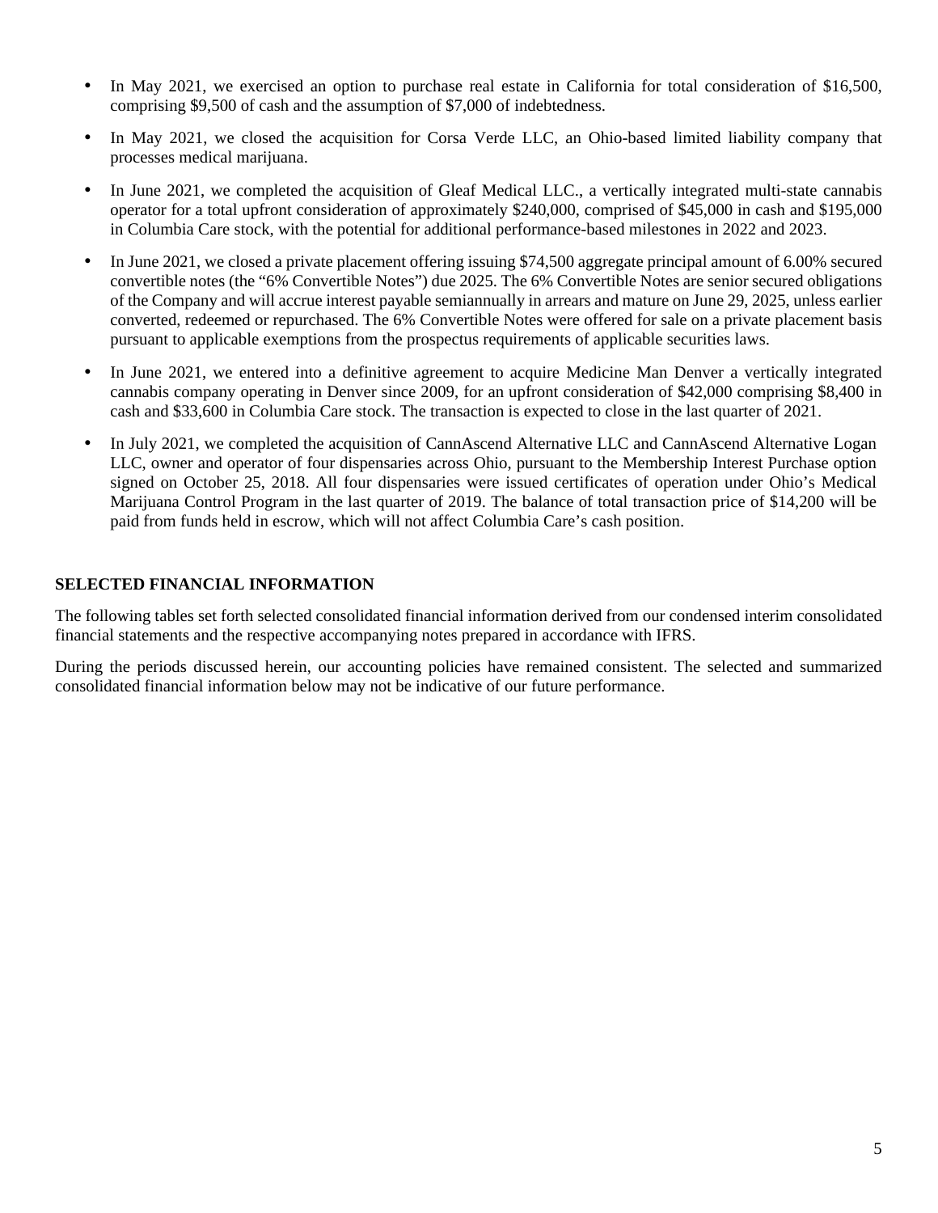- In May 2021, we exercised an option to purchase real estate in California for total consideration of $16,500, comprising $9,500 of cash and the assumption of $7,000 of indebtedness.
- In May 2021, we closed the acquisition for Corsa Verde LLC, an Ohio-based limited liability company that processes medical marijuana.
- In June 2021, we completed the acquisition of Gleaf Medical LLC., a vertically integrated multi-state cannabis operator for a total upfront consideration of approximately $240,000, comprised of $45,000 in cash and $195,000 in Columbia Care stock, with the potential for additional performance-based milestones in 2022 and 2023.
- In June 2021, we closed a private placement offering issuing $74,500 aggregate principal amount of 6.00% secured convertible notes (the "6% Convertible Notes") due 2025. The 6% Convertible Notes are senior secured obligations of the Company and will accrue interest payable semiannually in arrears and mature on June 29, 2025, unless earlier converted, redeemed or repurchased. The 6% Convertible Notes were offered for sale on a private placement basis pursuant to applicable exemptions from the prospectus requirements of applicable securities laws.
- In June 2021, we entered into a definitive agreement to acquire Medicine Man Denver a vertically integrated cannabis company operating in Denver since 2009, for an upfront consideration of $42,000 comprising $8,400 in cash and $33,600 in Columbia Care stock. The transaction is expected to close in the last quarter of 2021.
- In July 2021, we completed the acquisition of CannAscend Alternative LLC and CannAscend Alternative Logan LLC, owner and operator of four dispensaries across Ohio, pursuant to the Membership Interest Purchase option signed on October 25, 2018. All four dispensaries were issued certificates of operation under Ohio's Medical Marijuana Control Program in the last quarter of 2019. The balance of total transaction price of $14,200 will be paid from funds held in escrow, which will not affect Columbia Care's cash position.

## SELECTED FINANCIAL INFORMATION

The following tables set forth selected consolidated financial information derived from our condensed interim consolidated financial statements and the respective accompanying notes prepared in accordance with IFRS.

During the periods discussed herein, our accounting policies have remained consistent. The selected and summarized consolidated financial information below may not be indicative of our future performance.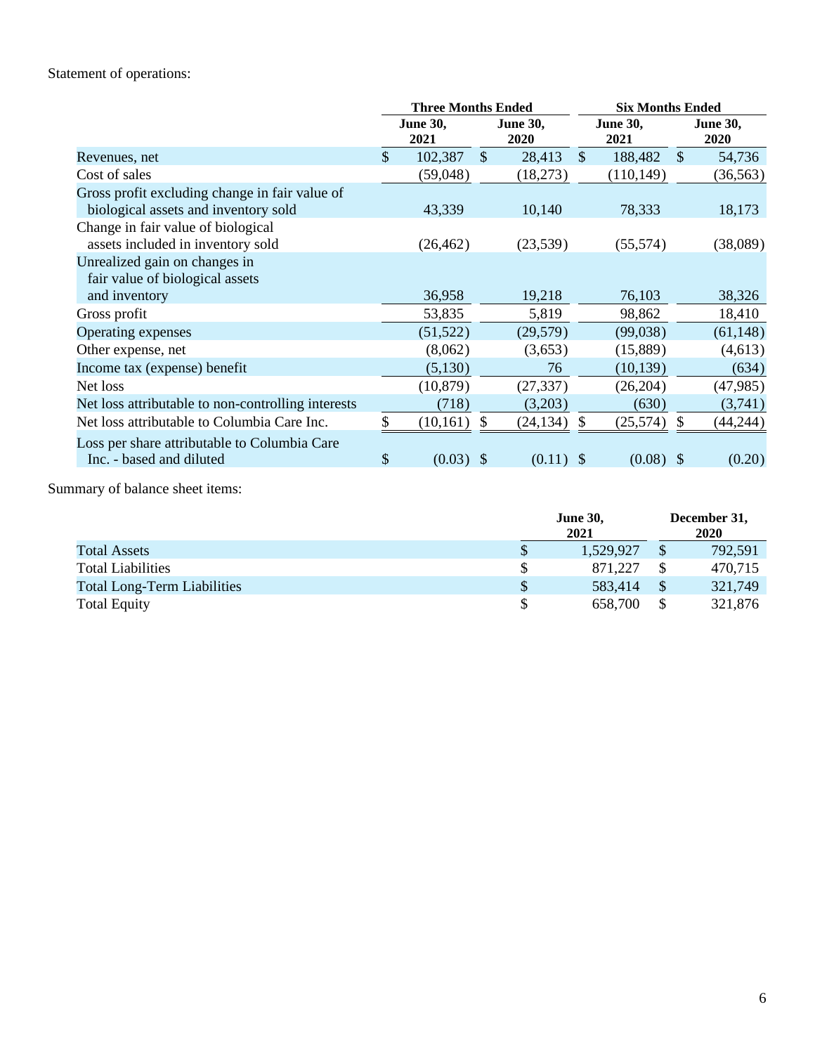Statement of operations:

| | Three Months Ended | | Six Months Ended | |
|---|---|---|---|---|
| | June 30, 2021 | June 30, 2020 | June 30, 2021 | June 30, 2020 |
| Revenues, net | $ 102,387 | $ 28,413 | $ 188,482 | $ 54,736 |
| Cost of sales | (59,048) | (18,273) | (110,149) | (36,563) |
| Gross profit excluding change in fair value of biological assets and inventory sold | 43,339 | 10,140 | 78,333 | 18,173 |
| Change in fair value of biological assets included in inventory sold | (26,462) | (23,539) | (55,574) | (38,089) |
| Unrealized gain on changes in fair value of biological assets and inventory | 36,958 | 19,218 | 76,103 | 38,326 |
| Gross profit | 53,835 | 5,819 | 98,862 | 18,410 |
| Operating expenses | (51,522) | (29,579) | (99,038) | (61,148) |
| Other expense, net | (8,062) | (3,653) | (15,889) | (4,613) |
| Income tax (expense) benefit | (5,130) | 76 | (10,139) | (634) |
| Net loss | (10,879) | (27,337) | (26,204) | (47,985) |
| Net loss attributable to non-controlling interests | (718) | (3,203) | (630) | (3,741) |
| Net loss attributable to Columbia Care Inc. | $ (10,161) | $ (24,134) | $ (25,574) | $ (44,244) |
| Loss per share attributable to Columbia Care Inc. - based and diluted | $ (0.03) | $ (0.11) | $ (0.08) | $ (0.20) |

Summary of balance sheet items:

| | June 30, 2021 | December 31, 2020 |
|---|---|---|
| Total Assets | $ 1,529,927 | $ 792,591 |
| Total Liabilities | $ 871,227 | $ 470,715 |
| Total Long-Term Liabilities | $ 583,414 | $ 321,749 |
| Total Equity | $ 658,700 | $ 321,876 |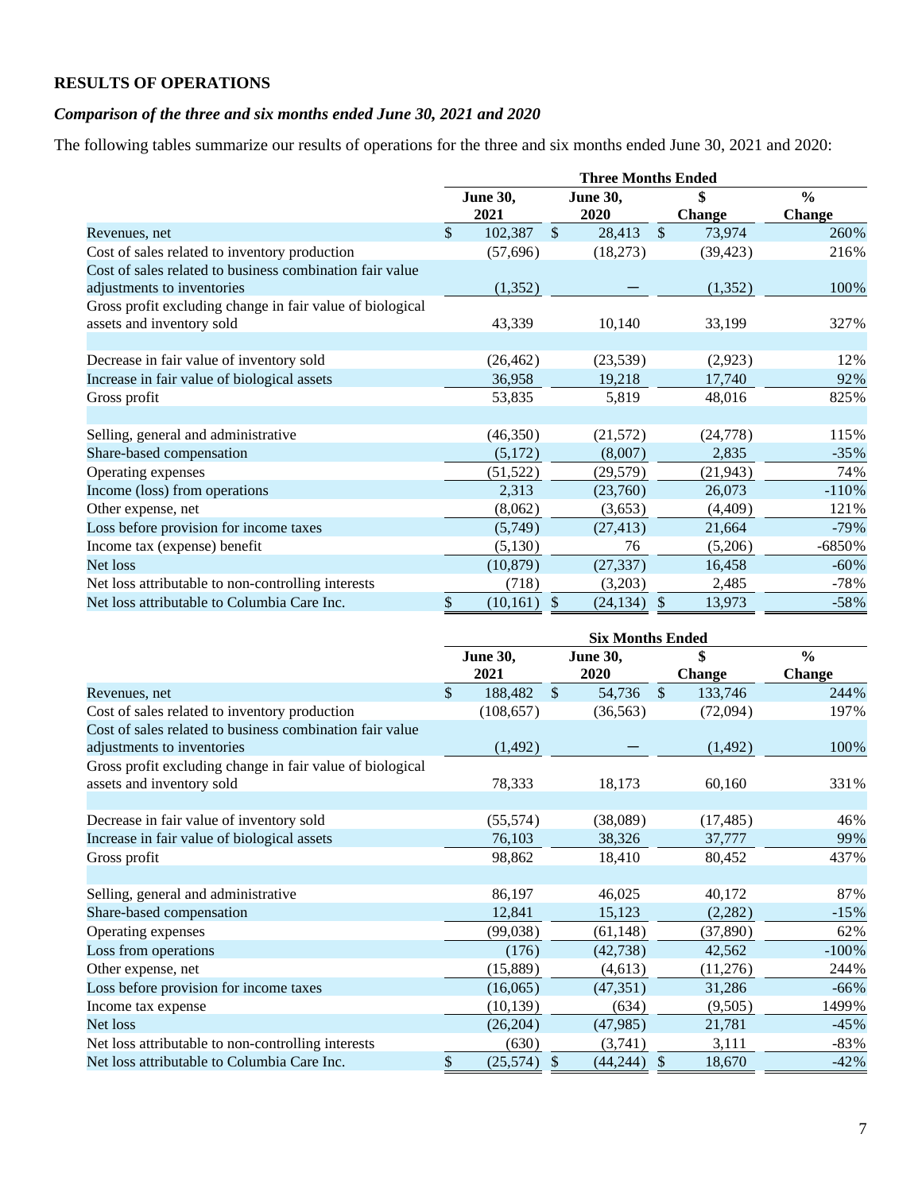## RESULTS OF OPERATIONS

### *Comparison of the three and six months ended June 30, 2021 and 2020*

The following tables summarize our results of operations for the three and six months ended June 30, 2021 and 2020:

| | Three Months Ended | | | |
|---|---|---|---|---|
| | June 30, 2021 | June 30, 2020 | $ Change | % Change |
| Revenues, net | $ 102,387 | $ 28,413 | $ 73,974 | 260% |
| Cost of sales related to inventory production | (57,696) | (18,273) | (39,423) | 216% |
| Cost of sales related to business combination fair value adjustments to inventories | (1,352) | — | (1,352) | 100% |
| Gross profit excluding change in fair value of biological assets and inventory sold | 43,339 | 10,140 | 33,199 | 327% |
| | | | | |
| Decrease in fair value of inventory sold | (26,462) | (23,539) | (2,923) | 12% |
| Increase in fair value of biological assets | 36,958 | 19,218 | 17,740 | 92% |
| Gross profit | 53,835 | 5,819 | 48,016 | 825% |
| | | | | |
| Selling, general and administrative | (46,350) | (21,572) | (24,778) | 115% |
| Share-based compensation | (5,172) | (8,007) | 2,835 | -35% |
| Operating expenses | (51,522) | (29,579) | (21,943) | 74% |
| Income (loss) from operations | 2,313 | (23,760) | 26,073 | -110% |
| Other expense, net | (8,062) | (3,653) | (4,409) | 121% |
| Loss before provision for income taxes | (5,749) | (27,413) | 21,664 | -79% |
| Income tax (expense) benefit | (5,130) | 76 | (5,206) | -6850% |
| Net loss | (10,879) | (27,337) | 16,458 | -60% |
| Net loss attributable to non-controlling interests | (718) | (3,203) | 2,485 | -78% |
| Net loss attributable to Columbia Care Inc. | $ (10,161) | $ (24,134) | $ 13,973 | -58% |

| | Six Months Ended | | | |
|---|---|---|---|---|
| | June 30, 2021 | June 30, 2020 | $ Change | % Change |
| Revenues, net | $ 188,482 | $ 54,736 | $ 133,746 | 244% |
| Cost of sales related to inventory production | (108,657) | (36,563) | (72,094) | 197% |
| Cost of sales related to business combination fair value adjustments to inventories | (1,492) | — | (1,492) | 100% |
| Gross profit excluding change in fair value of biological assets and inventory sold | 78,333 | 18,173 | 60,160 | 331% |
| | | | | |
| Decrease in fair value of inventory sold | (55,574) | (38,089) | (17,485) | 46% |
| Increase in fair value of biological assets | 76,103 | 38,326 | 37,777 | 99% |
| Gross profit | 98,862 | 18,410 | 80,452 | 437% |
| | | | | |
| Selling, general and administrative | 86,197 | 46,025 | 40,172 | 87% |
| Share-based compensation | 12,841 | 15,123 | (2,282) | -15% |
| Operating expenses | (99,038) | (61,148) | (37,890) | 62% |
| Loss from operations | (176) | (42,738) | 42,562 | -100% |
| Other expense, net | (15,889) | (4,613) | (11,276) | 244% |
| Loss before provision for income taxes | (16,065) | (47,351) | 31,286 | -66% |
| Income tax expense | (10,139) | (634) | (9,505) | 1499% |
| Net loss | (26,204) | (47,985) | 21,781 | -45% |
| Net loss attributable to non-controlling interests | (630) | (3,741) | 3,111 | -83% |
| Net loss attributable to Columbia Care Inc. | $ (25,574) | $ (44,244) | $ 18,670 | -42% |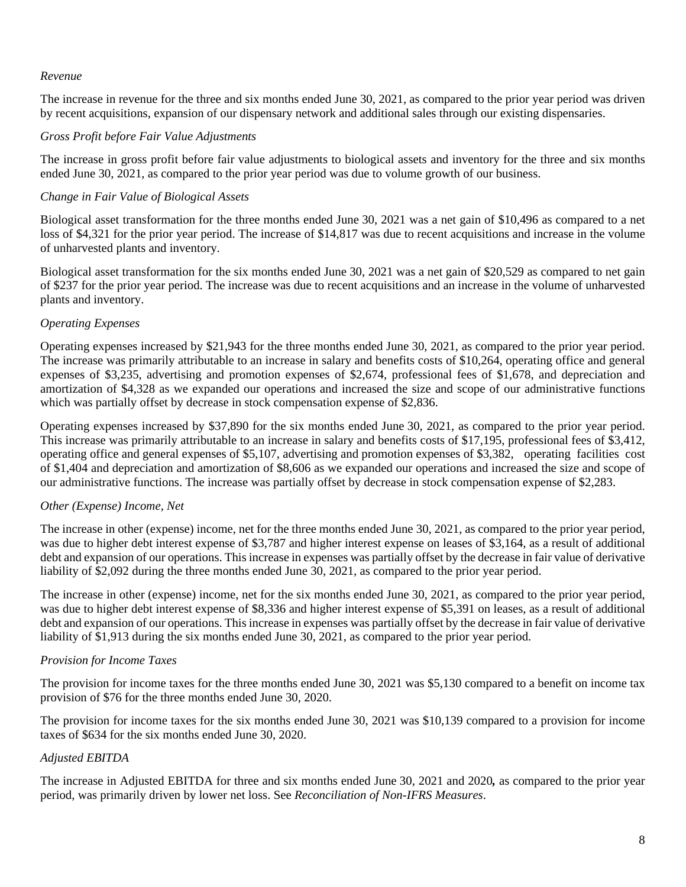*Revenue*

The increase in revenue for the three and six months ended June 30, 2021, as compared to the prior year period was driven by recent acquisitions, expansion of our dispensary network and additional sales through our existing dispensaries.

*Gross Profit before Fair Value Adjustments*

The increase in gross profit before fair value adjustments to biological assets and inventory for the three and six months ended June 30, 2021, as compared to the prior year period was due to volume growth of our business.

*Change in Fair Value of Biological Assets*

Biological asset transformation for the three months ended June 30, 2021 was a net gain of $10,496 as compared to a net loss of $4,321 for the prior year period. The increase of $14,817 was due to recent acquisitions and increase in the volume of unharvested plants and inventory.

Biological asset transformation for the six months ended June 30, 2021 was a net gain of $20,529 as compared to net gain of $237 for the prior year period. The increase was due to recent acquisitions and an increase in the volume of unharvested plants and inventory.

*Operating Expenses*

Operating expenses increased by $21,943 for the three months ended June 30, 2021, as compared to the prior year period. The increase was primarily attributable to an increase in salary and benefits costs of $10,264, operating office and general expenses of $3,235, advertising and promotion expenses of $2,674, professional fees of $1,678, and depreciation and amortization of $4,328 as we expanded our operations and increased the size and scope of our administrative functions which was partially offset by decrease in stock compensation expense of $2,836.

Operating expenses increased by $37,890 for the six months ended June 30, 2021, as compared to the prior year period. This increase was primarily attributable to an increase in salary and benefits costs of $17,195, professional fees of $3,412, operating office and general expenses of $5,107, advertising and promotion expenses of $3,382, operating facilities cost of $1,404 and depreciation and amortization of $8,606 as we expanded our operations and increased the size and scope of our administrative functions. The increase was partially offset by decrease in stock compensation expense of $2,283.

*Other (Expense) Income, Net*

The increase in other (expense) income, net for the three months ended June 30, 2021, as compared to the prior year period, was due to higher debt interest expense of $3,787 and higher interest expense on leases of $3,164, as a result of additional debt and expansion of our operations. This increase in expenses was partially offset by the decrease in fair value of derivative liability of $2,092 during the three months ended June 30, 2021, as compared to the prior year period.

The increase in other (expense) income, net for the six months ended June 30, 2021, as compared to the prior year period, was due to higher debt interest expense of $8,336 and higher interest expense of $5,391 on leases, as a result of additional debt and expansion of our operations. This increase in expenses was partially offset by the decrease in fair value of derivative liability of $1,913 during the six months ended June 30, 2021, as compared to the prior year period.

*Provision for Income Taxes*

The provision for income taxes for the three months ended June 30, 2021 was $5,130 compared to a benefit on income tax provision of $76 for the three months ended June 30, 2020.

The provision for income taxes for the six months ended June 30, 2021 was $10,139 compared to a provision for income taxes of $634 for the six months ended June 30, 2020.

*Adjusted EBITDA*

The increase in Adjusted EBITDA for three and six months ended June 30, 2021 and 2020**,** as compared to the prior year period, was primarily driven by lower net loss. See *Reconciliation of Non-IFRS Measures*.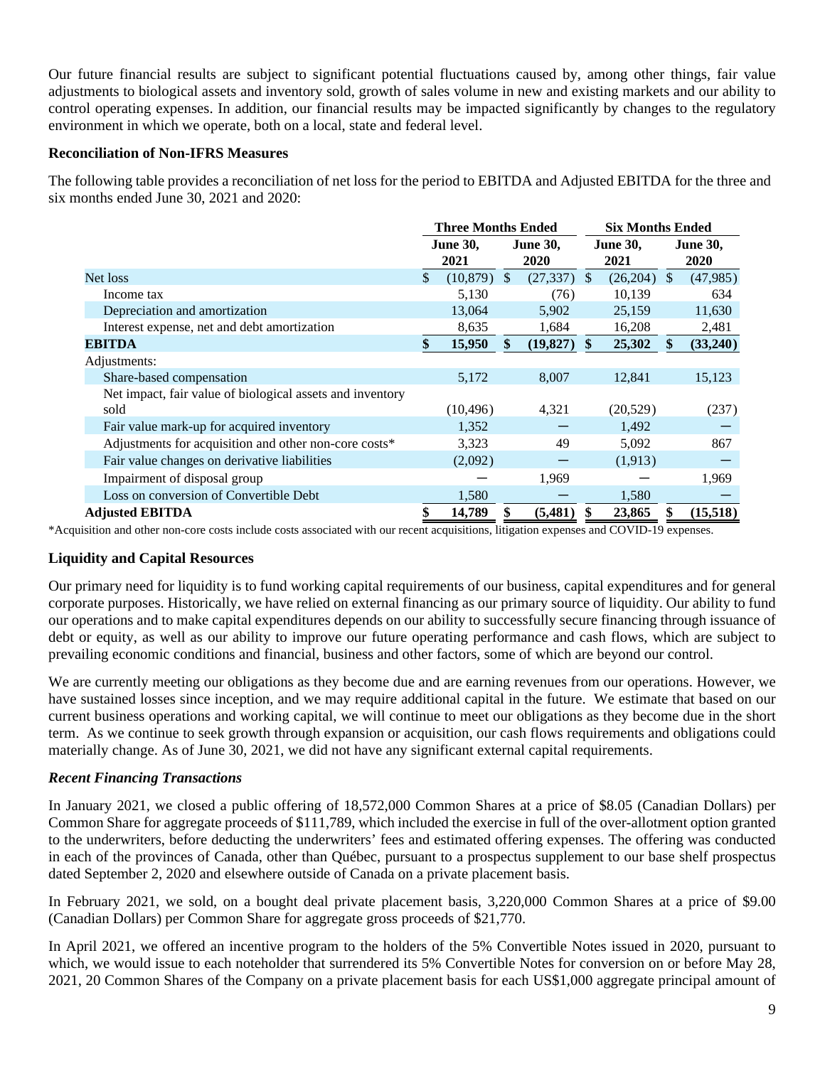Our future financial results are subject to significant potential fluctuations caused by, among other things, fair value adjustments to biological assets and inventory sold, growth of sales volume in new and existing markets and our ability to control operating expenses. In addition, our financial results may be impacted significantly by changes to the regulatory environment in which we operate, both on a local, state and federal level.

**Reconciliation of Non-IFRS Measures**

The following table provides a reconciliation of net loss for the period to EBITDA and Adjusted EBITDA for the three and six months ended June 30, 2021 and 2020:

| | Three Months Ended | | Six Months Ended | |
|---|---|---|---|---|
| | June 30, 2021 | June 30, 2020 | June 30, 2021 | June 30, 2020 |
| Net loss | $ (10,879) | $ (27,337) | $ (26,204) | $ (47,985) |
| Income tax | 5,130 | (76) | 10,139 | 634 |
| Depreciation and amortization | 13,064 | 5,902 | 25,159 | 11,630 |
| Interest expense, net and debt amortization | 8,635 | 1,684 | 16,208 | 2,481 |
| **EBITDA** | **$ 15,950** | **$ (19,827)** | **$ 25,302** | **$ (33,240)** |
| Adjustments: | | | | |
| Share-based compensation | 5,172 | 8,007 | 12,841 | 15,123 |
| Net impact, fair value of biological assets and inventory sold | (10,496) | 4,321 | (20,529) | (237) |
| Fair value mark-up for acquired inventory | 1,352 | — | 1,492 | — |
| Adjustments for acquisition and other non-core costs* | 3,323 | 49 | 5,092 | 867 |
| Fair value changes on derivative liabilities | (2,092) | — | (1,913) | — |
| Impairment of disposal group | — | 1,969 | — | 1,969 |
| Loss on conversion of Convertible Debt | 1,580 | — | 1,580 | — |
| **Adjusted EBITDA** | **$ 14,789** | **$ (5,481)** | **$ 23,865** | **$ (15,518)** |

*Acquisition and other non-core costs include costs associated with our recent acquisitions, litigation expenses and COVID-19 expenses.

## Liquidity and Capital Resources

Our primary need for liquidity is to fund working capital requirements of our business, capital expenditures and for general corporate purposes. Historically, we have relied on external financing as our primary source of liquidity. Our ability to fund our operations and to make capital expenditures depends on our ability to successfully secure financing through issuance of debt or equity, as well as our ability to improve our future operating performance and cash flows, which are subject to prevailing economic conditions and financial, business and other factors, some of which are beyond our control.

We are currently meeting our obligations as they become due and are earning revenues from our operations. However, we have sustained losses since inception, and we may require additional capital in the future. We estimate that based on our current business operations and working capital, we will continue to meet our obligations as they become due in the short term. As we continue to seek growth through expansion or acquisition, our cash flows requirements and obligations could materially change. As of June 30, 2021, we did not have any significant external capital requirements.

### *Recent Financing Transactions*

In January 2021, we closed a public offering of 18,572,000 Common Shares at a price of $8.05 (Canadian Dollars) per Common Share for aggregate proceeds of $111,789, which included the exercise in full of the over-allotment option granted to the underwriters, before deducting the underwriters' fees and estimated offering expenses. The offering was conducted in each of the provinces of Canada, other than Québec, pursuant to a prospectus supplement to our base shelf prospectus dated September 2, 2020 and elsewhere outside of Canada on a private placement basis.

In February 2021, we sold, on a bought deal private placement basis, 3,220,000 Common Shares at a price of $9.00 (Canadian Dollars) per Common Share for aggregate gross proceeds of $21,770.

In April 2021, we offered an incentive program to the holders of the 5% Convertible Notes issued in 2020, pursuant to which, we would issue to each noteholder that surrendered its 5% Convertible Notes for conversion on or before May 28, 2021, 20 Common Shares of the Company on a private placement basis for each US$1,000 aggregate principal amount of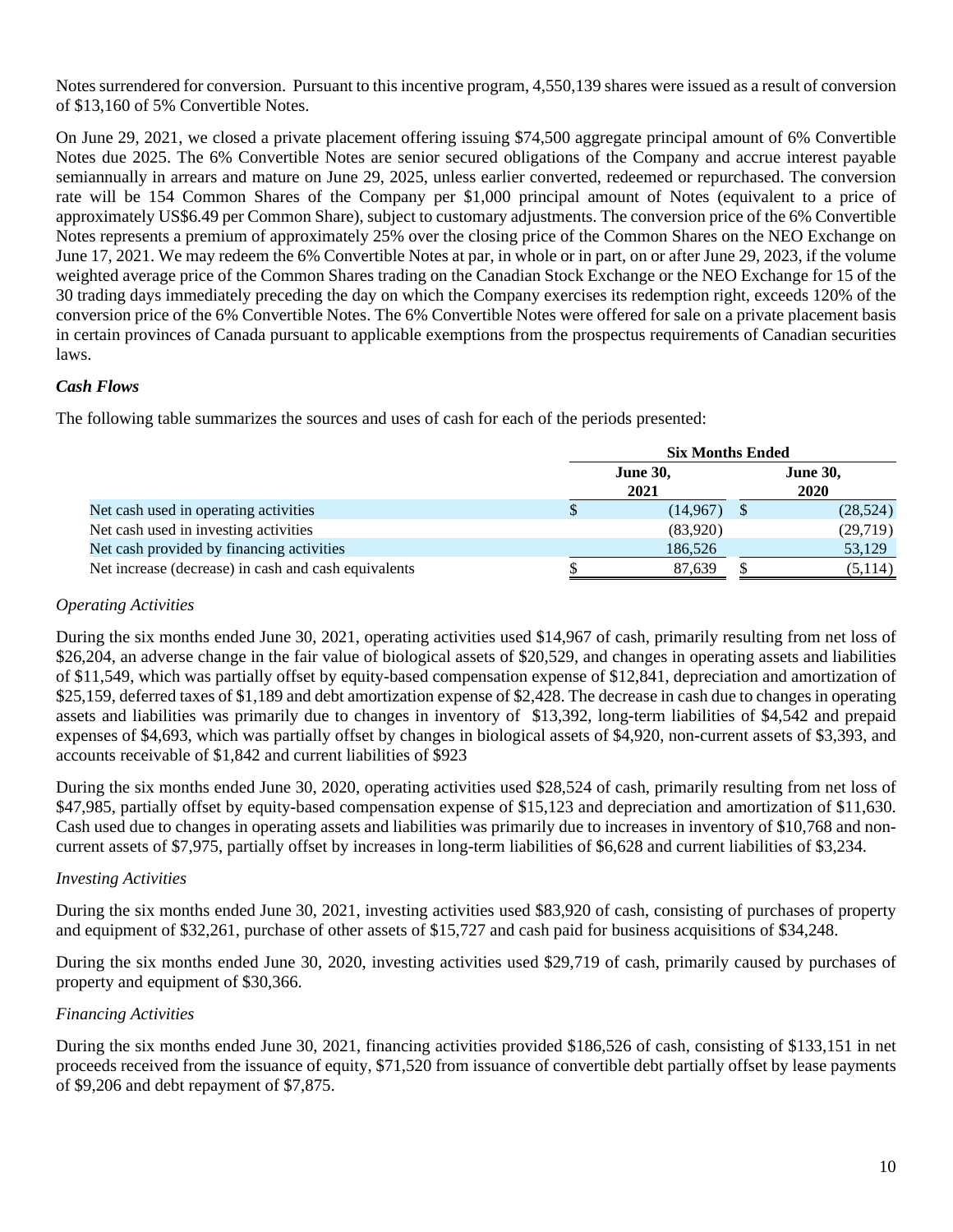Notes surrendered for conversion. Pursuant to this incentive program, 4,550,139 shares were issued as a result of conversion of $13,160 of 5% Convertible Notes.

On June 29, 2021, we closed a private placement offering issuing $74,500 aggregate principal amount of 6% Convertible Notes due 2025. The 6% Convertible Notes are senior secured obligations of the Company and accrue interest payable semiannually in arrears and mature on June 29, 2025, unless earlier converted, redeemed or repurchased. The conversion rate will be 154 Common Shares of the Company per $1,000 principal amount of Notes (equivalent to a price of approximately US$6.49 per Common Share), subject to customary adjustments. The conversion price of the 6% Convertible Notes represents a premium of approximately 25% over the closing price of the Common Shares on the NEO Exchange on June 17, 2021. We may redeem the 6% Convertible Notes at par, in whole or in part, on or after June 29, 2023, if the volume weighted average price of the Common Shares trading on the Canadian Stock Exchange or the NEO Exchange for 15 of the 30 trading days immediately preceding the day on which the Company exercises its redemption right, exceeds 120% of the conversion price of the 6% Convertible Notes. The 6% Convertible Notes were offered for sale on a private placement basis in certain provinces of Canada pursuant to applicable exemptions from the prospectus requirements of Canadian securities laws.

### *Cash Flows*

The following table summarizes the sources and uses of cash for each of the periods presented:

| | Six Months Ended | |
|---|---|---|
| | June 30, 2021 | June 30, 2020 |
| Net cash used in operating activities | $ (14,967) | $ (28,524) |
| Net cash used in investing activities | (83,920) | (29,719) |
| Net cash provided by financing activities | 186,526 | 53,129 |
| Net increase (decrease) in cash and cash equivalents | $ 87,639 | $ (5,114) |

*Operating Activities*

During the six months ended June 30, 2021, operating activities used $14,967 of cash, primarily resulting from net loss of $26,204, an adverse change in the fair value of biological assets of $20,529, and changes in operating assets and liabilities of $11,549, which was partially offset by equity-based compensation expense of $12,841, depreciation and amortization of $25,159, deferred taxes of $1,189 and debt amortization expense of $2,428. The decrease in cash due to changes in operating assets and liabilities was primarily due to changes in inventory of $13,392, long-term liabilities of $4,542 and prepaid expenses of $4,693, which was partially offset by changes in biological assets of $4,920, non-current assets of $3,393, and accounts receivable of $1,842 and current liabilities of $923

During the six months ended June 30, 2020, operating activities used $28,524 of cash, primarily resulting from net loss of $47,985, partially offset by equity-based compensation expense of $15,123 and depreciation and amortization of $11,630. Cash used due to changes in operating assets and liabilities was primarily due to increases in inventory of $10,768 and non-current assets of $7,975, partially offset by increases in long-term liabilities of $6,628 and current liabilities of $3,234.

*Investing Activities*

During the six months ended June 30, 2021, investing activities used $83,920 of cash, consisting of purchases of property and equipment of $32,261, purchase of other assets of $15,727 and cash paid for business acquisitions of $34,248.

During the six months ended June 30, 2020, investing activities used $29,719 of cash, primarily caused by purchases of property and equipment of $30,366.

*Financing Activities*

During the six months ended June 30, 2021, financing activities provided $186,526 of cash, consisting of $133,151 in net proceeds received from the issuance of equity, $71,520 from issuance of convertible debt partially offset by lease payments of $9,206 and debt repayment of $7,875.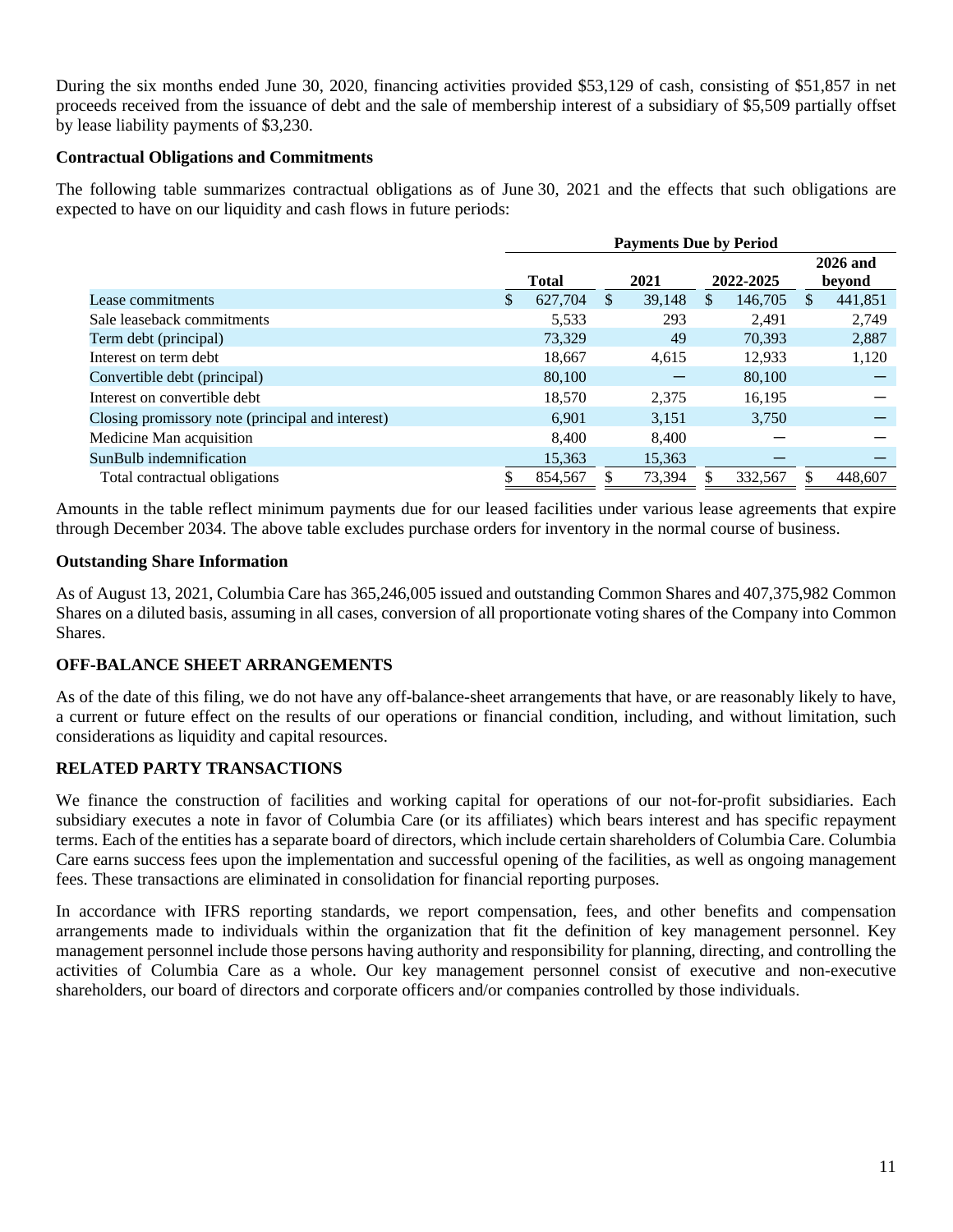During the six months ended June 30, 2020, financing activities provided $53,129 of cash, consisting of $51,857 in net proceeds received from the issuance of debt and the sale of membership interest of a subsidiary of $5,509 partially offset by lease liability payments of $3,230.

**Contractual Obligations and Commitments**

The following table summarizes contractual obligations as of June 30, 2021 and the effects that such obligations are expected to have on our liquidity and cash flows in future periods:

| | Payments Due by Period | | | |
|---|---|---|---|---|
| | Total | 2021 | 2022-2025 | 2026 and beyond |
| Lease commitments | $ 627,704 | $ 39,148 | $ 146,705 | $ 441,851 |
| Sale leaseback commitments | 5,533 | 293 | 2,491 | 2,749 |
| Term debt (principal) | 73,329 | 49 | 70,393 | 2,887 |
| Interest on term debt | 18,667 | 4,615 | 12,933 | 1,120 |
| Convertible debt (principal) | 80,100 | — | 80,100 | — |
| Interest on convertible debt | 18,570 | 2,375 | 16,195 | — |
| Closing promissory note (principal and interest) | 6,901 | 3,151 | 3,750 | — |
| Medicine Man acquisition | 8,400 | 8,400 | — | — |
| SunBulb indemnification | 15,363 | 15,363 | — | — |
| Total contractual obligations | $ 854,567 | $ 73,394 | $ 332,567 | $ 448,607 |

Amounts in the table reflect minimum payments due for our leased facilities under various lease agreements that expire through December 2034. The above table excludes purchase orders for inventory in the normal course of business.

**Outstanding Share Information**

As of August 13, 2021, Columbia Care has 365,246,005 issued and outstanding Common Shares and 407,375,982 Common Shares on a diluted basis, assuming in all cases, conversion of all proportionate voting shares of the Company into Common Shares.

## OFF-BALANCE SHEET ARRANGEMENTS

As of the date of this filing, we do not have any off-balance-sheet arrangements that have, or are reasonably likely to have, a current or future effect on the results of our operations or financial condition, including, and without limitation, such considerations as liquidity and capital resources.

## RELATED PARTY TRANSACTIONS

We finance the construction of facilities and working capital for operations of our not-for-profit subsidiaries. Each subsidiary executes a note in favor of Columbia Care (or its affiliates) which bears interest and has specific repayment terms. Each of the entities has a separate board of directors, which include certain shareholders of Columbia Care. Columbia Care earns success fees upon the implementation and successful opening of the facilities, as well as ongoing management fees. These transactions are eliminated in consolidation for financial reporting purposes.

In accordance with IFRS reporting standards, we report compensation, fees, and other benefits and compensation arrangements made to individuals within the organization that fit the definition of key management personnel. Key management personnel include those persons having authority and responsibility for planning, directing, and controlling the activities of Columbia Care as a whole. Our key management personnel consist of executive and non-executive shareholders, our board of directors and corporate officers and/or companies controlled by those individuals.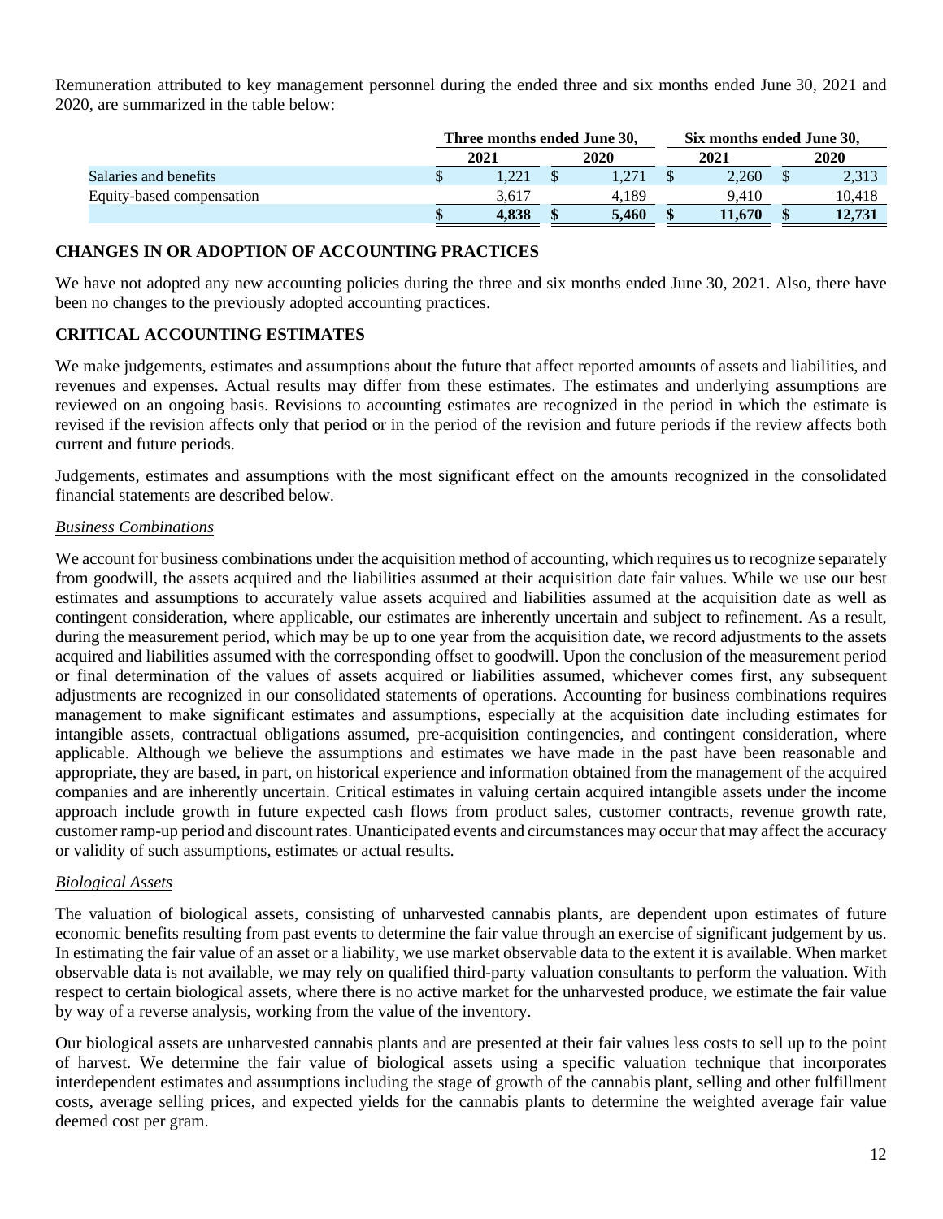Remuneration attributed to key management personnel during the ended three and six months ended June 30, 2021 and 2020, are summarized in the table below:

| | Three months ended June 30, | | Six months ended June 30, | |
|---|---|---|---|---|
| | 2021 | 2020 | 2021 | 2020 |
| Salaries and benefits | $ 1,221 | $ 1,271 | $ 2,260 | $ 2,313 |
| Equity-based compensation | 3,617 | 4,189 | 9,410 | 10,418 |
| | **$ 4,838** | **$ 5,460** | **$ 11,670** | **$ 12,731** |

## CHANGES IN OR ADOPTION OF ACCOUNTING PRACTICES

We have not adopted any new accounting policies during the three and six months ended June 30, 2021. Also, there have been no changes to the previously adopted accounting practices.

## CRITICAL ACCOUNTING ESTIMATES

We make judgements, estimates and assumptions about the future that affect reported amounts of assets and liabilities, and revenues and expenses. Actual results may differ from these estimates. The estimates and underlying assumptions are reviewed on an ongoing basis. Revisions to accounting estimates are recognized in the period in which the estimate is revised if the revision affects only that period or in the period of the revision and future periods if the review affects both current and future periods.

Judgements, estimates and assumptions with the most significant effect on the amounts recognized in the consolidated financial statements are described below.

*Business Combinations*

We account for business combinations under the acquisition method of accounting, which requires us to recognize separately from goodwill, the assets acquired and the liabilities assumed at their acquisition date fair values. While we use our best estimates and assumptions to accurately value assets acquired and liabilities assumed at the acquisition date as well as contingent consideration, where applicable, our estimates are inherently uncertain and subject to refinement. As a result, during the measurement period, which may be up to one year from the acquisition date, we record adjustments to the assets acquired and liabilities assumed with the corresponding offset to goodwill. Upon the conclusion of the measurement period or final determination of the values of assets acquired or liabilities assumed, whichever comes first, any subsequent adjustments are recognized in our consolidated statements of operations. Accounting for business combinations requires management to make significant estimates and assumptions, especially at the acquisition date including estimates for intangible assets, contractual obligations assumed, pre-acquisition contingencies, and contingent consideration, where applicable. Although we believe the assumptions and estimates we have made in the past have been reasonable and appropriate, they are based, in part, on historical experience and information obtained from the management of the acquired companies and are inherently uncertain. Critical estimates in valuing certain acquired intangible assets under the income approach include growth in future expected cash flows from product sales, customer contracts, revenue growth rate, customer ramp-up period and discount rates. Unanticipated events and circumstances may occur that may affect the accuracy or validity of such assumptions, estimates or actual results.

*Biological Assets*

The valuation of biological assets, consisting of unharvested cannabis plants, are dependent upon estimates of future economic benefits resulting from past events to determine the fair value through an exercise of significant judgement by us. In estimating the fair value of an asset or a liability, we use market observable data to the extent it is available. When market observable data is not available, we may rely on qualified third-party valuation consultants to perform the valuation. With respect to certain biological assets, where there is no active market for the unharvested produce, we estimate the fair value by way of a reverse analysis, working from the value of the inventory.

Our biological assets are unharvested cannabis plants and are presented at their fair values less costs to sell up to the point of harvest. We determine the fair value of biological assets using a specific valuation technique that incorporates interdependent estimates and assumptions including the stage of growth of the cannabis plant, selling and other fulfillment costs, average selling prices, and expected yields for the cannabis plants to determine the weighted average fair value deemed cost per gram.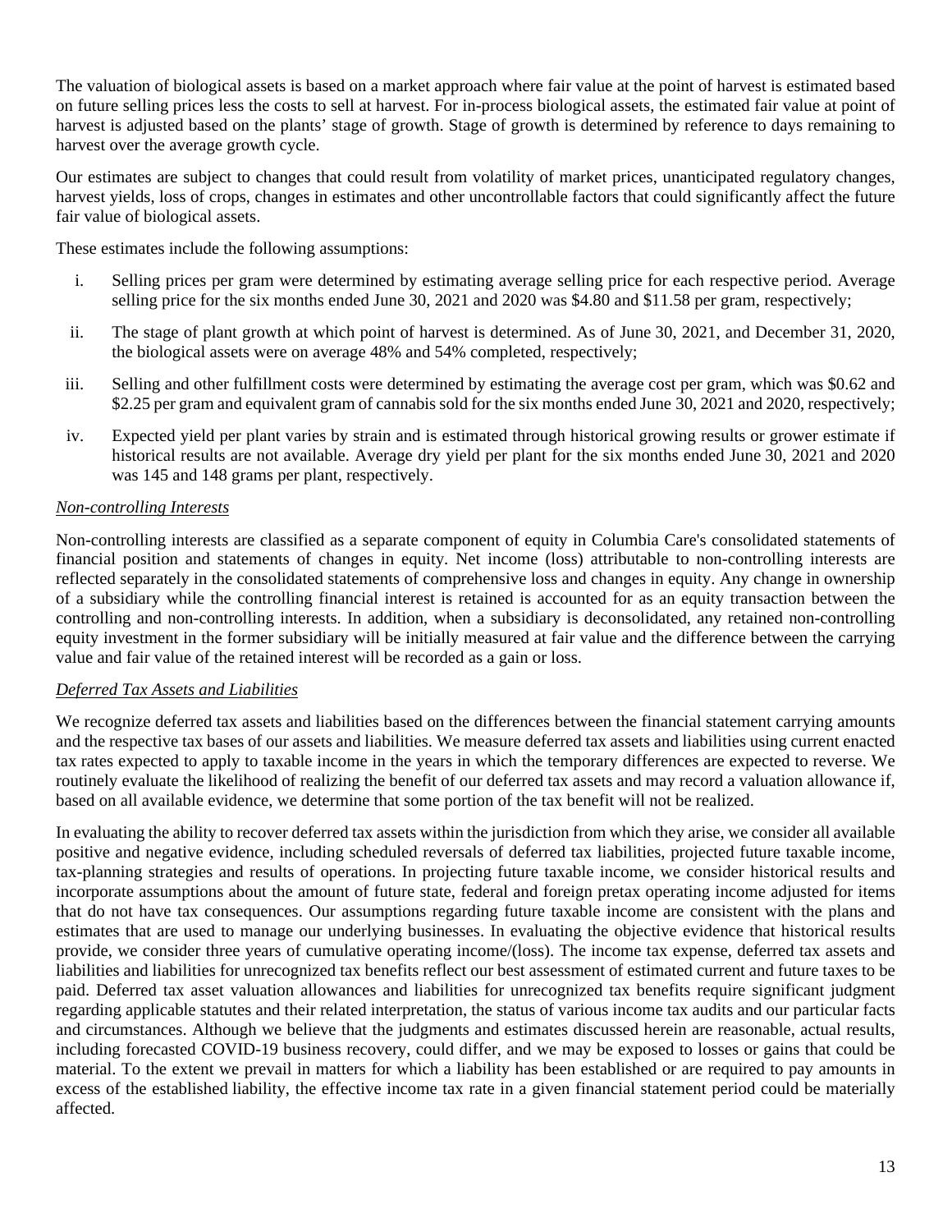The valuation of biological assets is based on a market approach where fair value at the point of harvest is estimated based on future selling prices less the costs to sell at harvest. For in-process biological assets, the estimated fair value at point of harvest is adjusted based on the plants' stage of growth. Stage of growth is determined by reference to days remaining to harvest over the average growth cycle.

Our estimates are subject to changes that could result from volatility of market prices, unanticipated regulatory changes, harvest yields, loss of crops, changes in estimates and other uncontrollable factors that could significantly affect the future fair value of biological assets.

These estimates include the following assumptions:

i. Selling prices per gram were determined by estimating average selling price for each respective period. Average selling price for the six months ended June 30, 2021 and 2020 was $4.80 and $11.58 per gram, respectively;

ii. The stage of plant growth at which point of harvest is determined. As of June 30, 2021, and December 31, 2020, the biological assets were on average 48% and 54% completed, respectively;

iii. Selling and other fulfillment costs were determined by estimating the average cost per gram, which was $0.62 and $2.25 per gram and equivalent gram of cannabis sold for the six months ended June 30, 2021 and 2020, respectively;

iv. Expected yield per plant varies by strain and is estimated through historical growing results or grower estimate if historical results are not available. Average dry yield per plant for the six months ended June 30, 2021 and 2020 was 145 and 148 grams per plant, respectively.

*Non-controlling Interests*

Non-controlling interests are classified as a separate component of equity in Columbia Care's consolidated statements of financial position and statements of changes in equity. Net income (loss) attributable to non-controlling interests are reflected separately in the consolidated statements of comprehensive loss and changes in equity. Any change in ownership of a subsidiary while the controlling financial interest is retained is accounted for as an equity transaction between the controlling and non-controlling interests. In addition, when a subsidiary is deconsolidated, any retained non-controlling equity investment in the former subsidiary will be initially measured at fair value and the difference between the carrying value and fair value of the retained interest will be recorded as a gain or loss.

*Deferred Tax Assets and Liabilities*

We recognize deferred tax assets and liabilities based on the differences between the financial statement carrying amounts and the respective tax bases of our assets and liabilities. We measure deferred tax assets and liabilities using current enacted tax rates expected to apply to taxable income in the years in which the temporary differences are expected to reverse. We routinely evaluate the likelihood of realizing the benefit of our deferred tax assets and may record a valuation allowance if, based on all available evidence, we determine that some portion of the tax benefit will not be realized.

In evaluating the ability to recover deferred tax assets within the jurisdiction from which they arise, we consider all available positive and negative evidence, including scheduled reversals of deferred tax liabilities, projected future taxable income, tax-planning strategies and results of operations. In projecting future taxable income, we consider historical results and incorporate assumptions about the amount of future state, federal and foreign pretax operating income adjusted for items that do not have tax consequences. Our assumptions regarding future taxable income are consistent with the plans and estimates that are used to manage our underlying businesses. In evaluating the objective evidence that historical results provide, we consider three years of cumulative operating income/(loss). The income tax expense, deferred tax assets and liabilities and liabilities for unrecognized tax benefits reflect our best assessment of estimated current and future taxes to be paid. Deferred tax asset valuation allowances and liabilities for unrecognized tax benefits require significant judgment regarding applicable statutes and their related interpretation, the status of various income tax audits and our particular facts and circumstances. Although we believe that the judgments and estimates discussed herein are reasonable, actual results, including forecasted COVID-19 business recovery, could differ, and we may be exposed to losses or gains that could be material. To the extent we prevail in matters for which a liability has been established or are required to pay amounts in excess of the established liability, the effective income tax rate in a given financial statement period could be materially affected.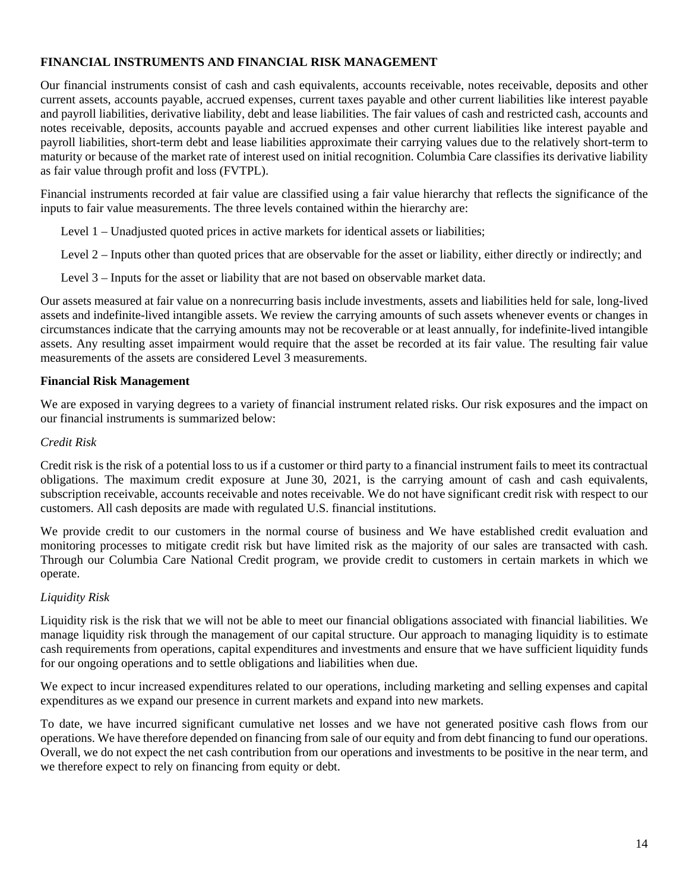## FINANCIAL INSTRUMENTS AND FINANCIAL RISK MANAGEMENT

Our financial instruments consist of cash and cash equivalents, accounts receivable, notes receivable, deposits and other current assets, accounts payable, accrued expenses, current taxes payable and other current liabilities like interest payable and payroll liabilities, derivative liability, debt and lease liabilities. The fair values of cash and restricted cash, accounts and notes receivable, deposits, accounts payable and accrued expenses and other current liabilities like interest payable and payroll liabilities, short-term debt and lease liabilities approximate their carrying values due to the relatively short-term to maturity or because of the market rate of interest used on initial recognition. Columbia Care classifies its derivative liability as fair value through profit and loss (FVTPL).

Financial instruments recorded at fair value are classified using a fair value hierarchy that reflects the significance of the inputs to fair value measurements. The three levels contained within the hierarchy are:

Level 1 – Unadjusted quoted prices in active markets for identical assets or liabilities;

Level 2 – Inputs other than quoted prices that are observable for the asset or liability, either directly or indirectly; and

Level 3 – Inputs for the asset or liability that are not based on observable market data.

Our assets measured at fair value on a nonrecurring basis include investments, assets and liabilities held for sale, long-lived assets and indefinite-lived intangible assets. We review the carrying amounts of such assets whenever events or changes in circumstances indicate that the carrying amounts may not be recoverable or at least annually, for indefinite-lived intangible assets. Any resulting asset impairment would require that the asset be recorded at its fair value. The resulting fair value measurements of the assets are considered Level 3 measurements.

### Financial Risk Management

We are exposed in varying degrees to a variety of financial instrument related risks. Our risk exposures and the impact on our financial instruments is summarized below:

*Credit Risk*

Credit risk is the risk of a potential loss to us if a customer or third party to a financial instrument fails to meet its contractual obligations. The maximum credit exposure at June 30, 2021, is the carrying amount of cash and cash equivalents, subscription receivable, accounts receivable and notes receivable. We do not have significant credit risk with respect to our customers. All cash deposits are made with regulated U.S. financial institutions.

We provide credit to our customers in the normal course of business and We have established credit evaluation and monitoring processes to mitigate credit risk but have limited risk as the majority of our sales are transacted with cash. Through our Columbia Care National Credit program, we provide credit to customers in certain markets in which we operate.

*Liquidity Risk*

Liquidity risk is the risk that we will not be able to meet our financial obligations associated with financial liabilities. We manage liquidity risk through the management of our capital structure. Our approach to managing liquidity is to estimate cash requirements from operations, capital expenditures and investments and ensure that we have sufficient liquidity funds for our ongoing operations and to settle obligations and liabilities when due.

We expect to incur increased expenditures related to our operations, including marketing and selling expenses and capital expenditures as we expand our presence in current markets and expand into new markets.

To date, we have incurred significant cumulative net losses and we have not generated positive cash flows from our operations. We have therefore depended on financing from sale of our equity and from debt financing to fund our operations. Overall, we do not expect the net cash contribution from our operations and investments to be positive in the near term, and we therefore expect to rely on financing from equity or debt.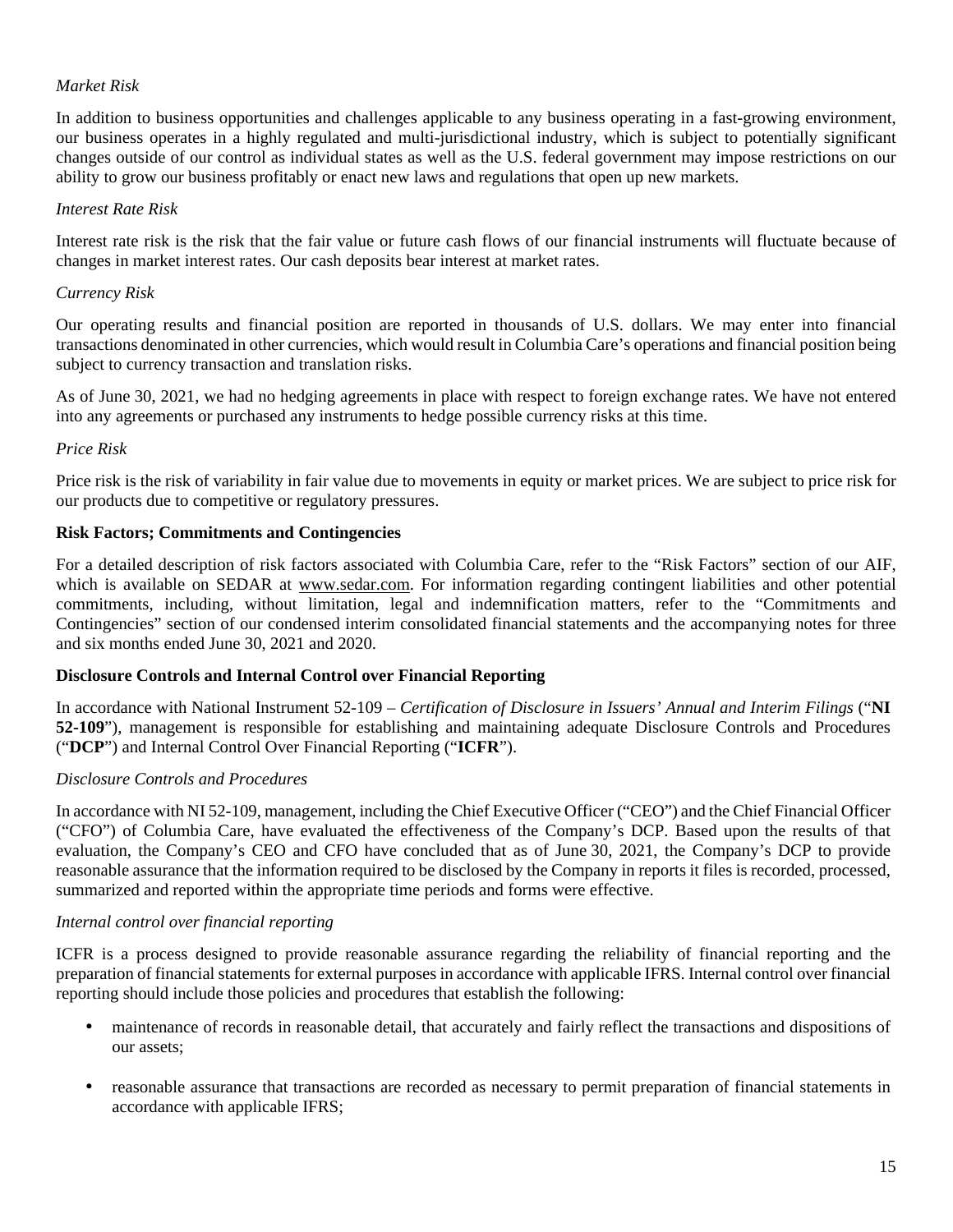*Market Risk*

In addition to business opportunities and challenges applicable to any business operating in a fast-growing environment, our business operates in a highly regulated and multi-jurisdictional industry, which is subject to potentially significant changes outside of our control as individual states as well as the U.S. federal government may impose restrictions on our ability to grow our business profitably or enact new laws and regulations that open up new markets.

*Interest Rate Risk*

Interest rate risk is the risk that the fair value or future cash flows of our financial instruments will fluctuate because of changes in market interest rates. Our cash deposits bear interest at market rates.

*Currency Risk*

Our operating results and financial position are reported in thousands of U.S. dollars. We may enter into financial transactions denominated in other currencies, which would result in Columbia Care's operations and financial position being subject to currency transaction and translation risks.

As of June 30, 2021, we had no hedging agreements in place with respect to foreign exchange rates. We have not entered into any agreements or purchased any instruments to hedge possible currency risks at this time.

*Price Risk*

Price risk is the risk of variability in fair value due to movements in equity or market prices. We are subject to price risk for our products due to competitive or regulatory pressures.

**Risk Factors; Commitments and Contingencies**

For a detailed description of risk factors associated with Columbia Care, refer to the "Risk Factors" section of our AIF, which is available on SEDAR at www.sedar.com. For information regarding contingent liabilities and other potential commitments, including, without limitation, legal and indemnification matters, refer to the "Commitments and Contingencies" section of our condensed interim consolidated financial statements and the accompanying notes for three and six months ended June 30, 2021 and 2020.

**Disclosure Controls and Internal Control over Financial Reporting**

In accordance with National Instrument 52-109 – *Certification of Disclosure in Issuers' Annual and Interim Filings* ("**NI 52-109**"), management is responsible for establishing and maintaining adequate Disclosure Controls and Procedures ("**DCP**") and Internal Control Over Financial Reporting ("**ICFR**").

*Disclosure Controls and Procedures*

In accordance with NI 52-109, management, including the Chief Executive Officer ("CEO") and the Chief Financial Officer ("CFO") of Columbia Care, have evaluated the effectiveness of the Company's DCP. Based upon the results of that evaluation, the Company's CEO and CFO have concluded that as of June 30, 2021, the Company's DCP to provide reasonable assurance that the information required to be disclosed by the Company in reports it files is recorded, processed, summarized and reported within the appropriate time periods and forms were effective.

*Internal control over financial reporting*

ICFR is a process designed to provide reasonable assurance regarding the reliability of financial reporting and the preparation of financial statements for external purposes in accordance with applicable IFRS. Internal control over financial reporting should include those policies and procedures that establish the following:

- maintenance of records in reasonable detail, that accurately and fairly reflect the transactions and dispositions of our assets;
- reasonable assurance that transactions are recorded as necessary to permit preparation of financial statements in accordance with applicable IFRS;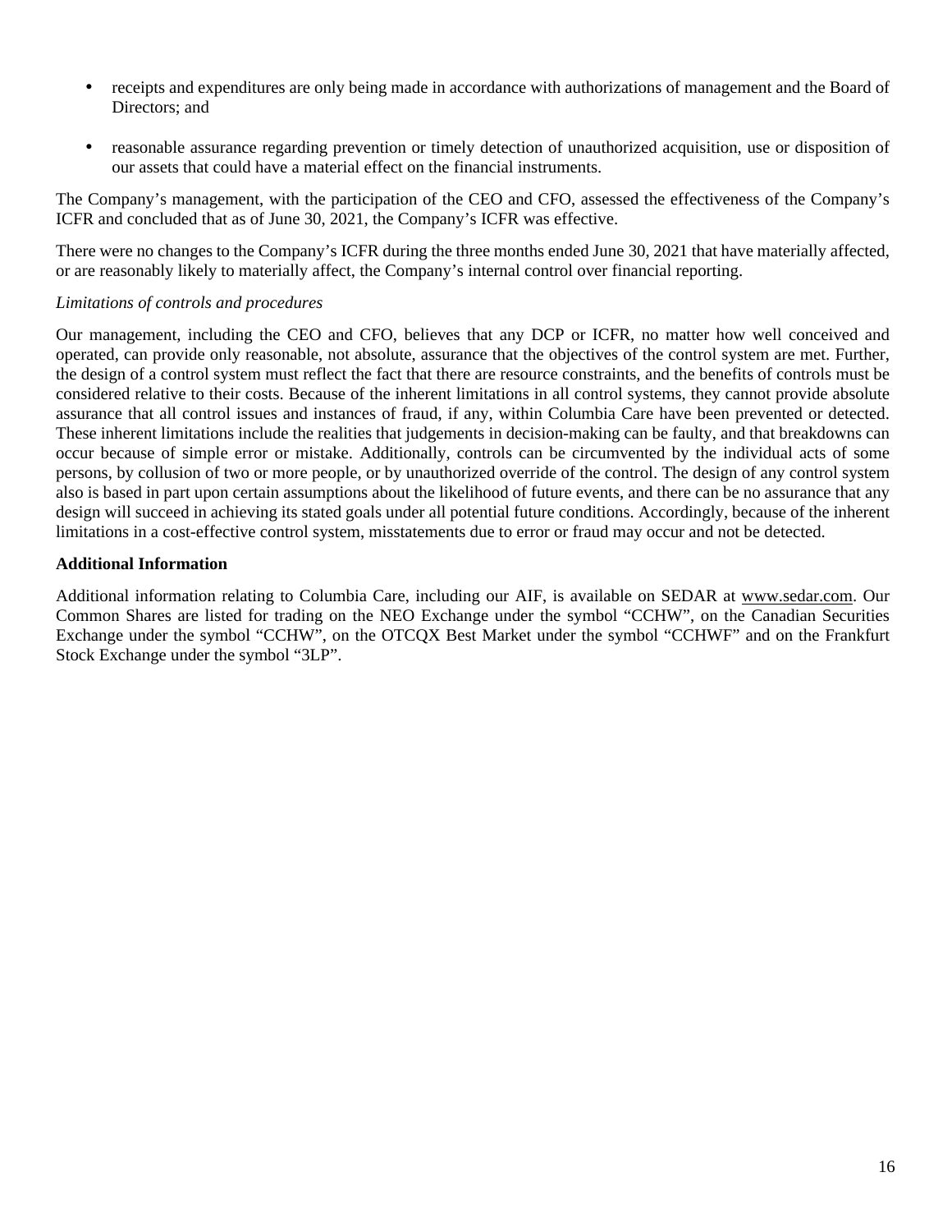- receipts and expenditures are only being made in accordance with authorizations of management and the Board of Directors; and

- reasonable assurance regarding prevention or timely detection of unauthorized acquisition, use or disposition of our assets that could have a material effect on the financial instruments.

The Company's management, with the participation of the CEO and CFO, assessed the effectiveness of the Company's ICFR and concluded that as of June 30, 2021, the Company's ICFR was effective.

There were no changes to the Company's ICFR during the three months ended June 30, 2021 that have materially affected, or are reasonably likely to materially affect, the Company's internal control over financial reporting.

*Limitations of controls and procedures*

Our management, including the CEO and CFO, believes that any DCP or ICFR, no matter how well conceived and operated, can provide only reasonable, not absolute, assurance that the objectives of the control system are met. Further, the design of a control system must reflect the fact that there are resource constraints, and the benefits of controls must be considered relative to their costs. Because of the inherent limitations in all control systems, they cannot provide absolute assurance that all control issues and instances of fraud, if any, within Columbia Care have been prevented or detected. These inherent limitations include the realities that judgements in decision-making can be faulty, and that breakdowns can occur because of simple error or mistake. Additionally, controls can be circumvented by the individual acts of some persons, by collusion of two or more people, or by unauthorized override of the control. The design of any control system also is based in part upon certain assumptions about the likelihood of future events, and there can be no assurance that any design will succeed in achieving its stated goals under all potential future conditions. Accordingly, because of the inherent limitations in a cost-effective control system, misstatements due to error or fraud may occur and not be detected.

**Additional Information**

Additional information relating to Columbia Care, including our AIF, is available on SEDAR at www.sedar.com. Our Common Shares are listed for trading on the NEO Exchange under the symbol "CCHW", on the Canadian Securities Exchange under the symbol "CCHW", on the OTCQX Best Market under the symbol "CCHWF" and on the Frankfurt Stock Exchange under the symbol "3LP".